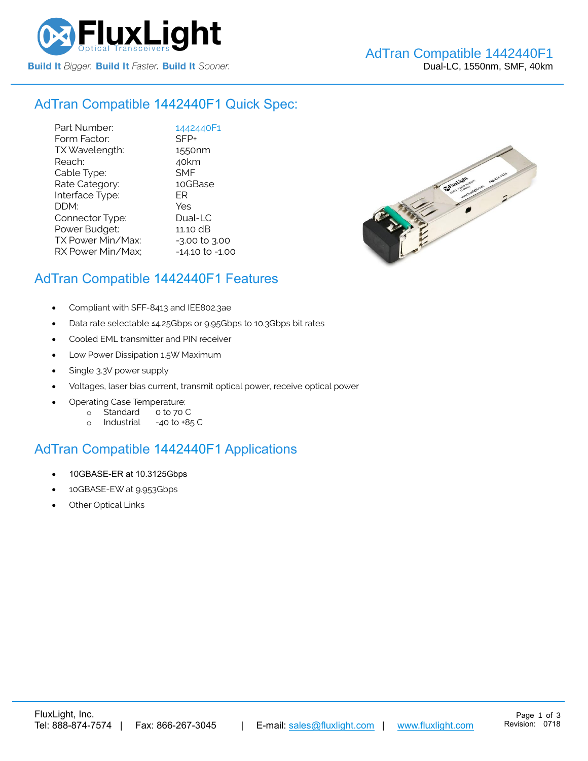# AdTran Compatible 1442440F1

Dual-LC, 1550nm, SMF, 40km

## AdTran Compatible 1442440F1 Quick Spec:

| | |
|---|---|
| Part Number: | 1442440F1 |
| Form Factor: | SFP+ |
| TX Wavelength: | 1550nm |
| Reach: | 40km |
| Cable Type: | SMF |
| Rate Category: | 10GBase |
| Interface Type: | ER |
| DDM: | Yes |
| Connector Type: | Dual-LC |
| Power Budget: | 11.10 dB |
| TX Power Min/Max: | -3.00 to 3.00 |
| RX Power Min/Max; | -14.10 to -1.00 |

## AdTran Compatible 1442440F1 Features

- Compliant with SFF-8413 and IEE802.3ae
- Data rate selectable ≤4.25Gbps or 9.95Gbps to 10.3Gbps bit rates
- Cooled EML transmitter and PIN receiver
- Low Power Dissipation 1.5W Maximum
- Single 3.3V power supply
- Voltages, laser bias current, transmit optical power, receive optical power
- Operating Case Temperature:
  - Standard 0 to 70 C
  - Industrial -40 to +85 C

## AdTran Compatible 1442440F1 Applications

- 10GBASE-ER at 10.3125Gbps
- 10GBASE-EW at 9.953Gbps
- Other Optical Links

FluxLight, Inc.
Tel: 888-874-7574 | Fax: 866-267-3045 | E-mail: sales@fluxlight.com | www.fluxlight.com

Revision: 0718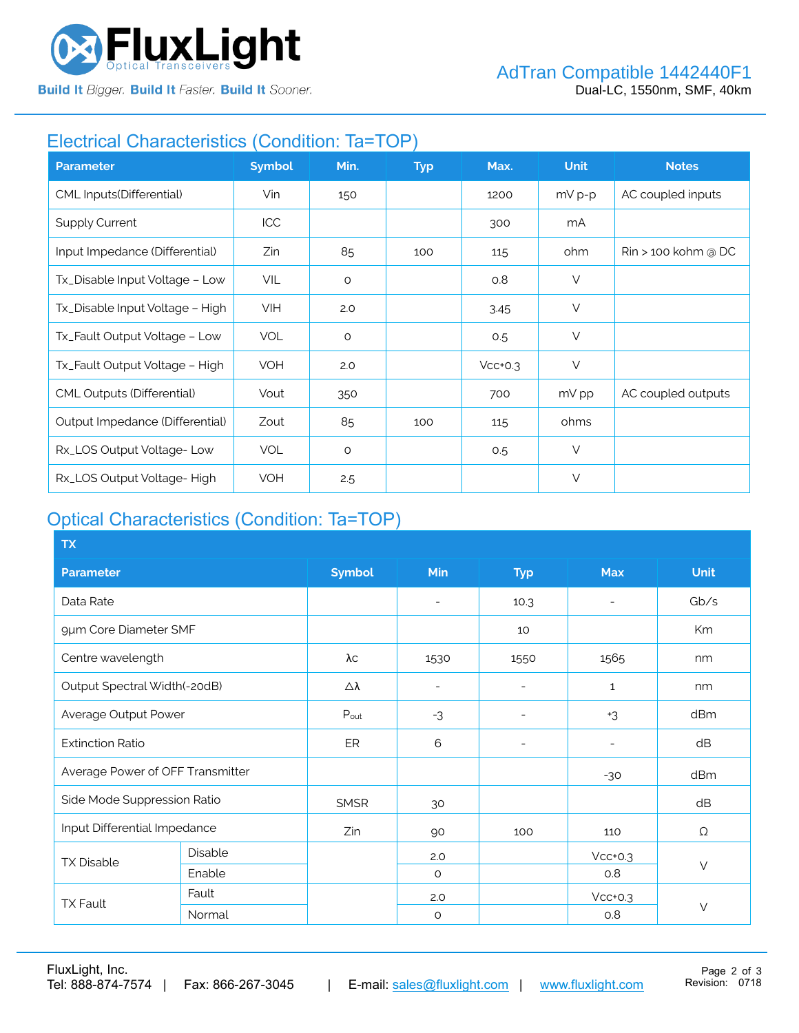## Electrical Characteristics (Condition: Ta=TOP)

| Parameter | Symbol | Min. | Typ | Max. | Unit | Notes |
|---|---|---|---|---|---|---|
| CML Inputs(Differential) | Vin | 150 | | 1200 | mV p-p | AC coupled inputs |
| Supply Current | ICC | | | 300 | mA | |
| Input Impedance (Differential) | Zin | 85 | 100 | 115 | ohm | Rin > 100 kohm @ DC |
| Tx_Disable Input Voltage – Low | VIL | 0 | | 0.8 | V | |
| Tx_Disable Input Voltage – High | VIH | 2.0 | | 3.45 | V | |
| Tx_Fault Output Voltage – Low | VOL | 0 | | 0.5 | V | |
| Tx_Fault Output Voltage – High | VOH | 2.0 | | Vcc+0.3 | V | |
| CML Outputs (Differential) | Vout | 350 | | 700 | mV pp | AC coupled outputs |
| Output Impedance (Differential) | Zout | 85 | 100 | 115 | ohms | |
| Rx_LOS Output Voltage- Low | VOL | 0 | | 0.5 | V | |
| Rx_LOS Output Voltage- High | VOH | 2.5 | | | V | |

## Optical Characteristics (Condition: Ta=TOP)

| TX | | | | | | |
|---|---|---|---|---|---|---|
| **Parameter** | | **Symbol** | **Min** | **Typ** | **Max** | **Unit** |
| Data Rate | | | - | 10.3 | - | Gb/s |
| 9µm Core Diameter SMF | | | | 10 | | Km |
| Centre wavelength | | λc | 1530 | 1550 | 1565 | nm |
| Output Spectral Width(-20dB) | | Δλ | - | - | 1 | nm |
| Average Output Power | | $P_{out}$ | -3 | - | +3 | dBm |
| Extinction Ratio | | ER | 6 | - | - | dB |
| Average Power of OFF Transmitter | | | | | -30 | dBm |
| Side Mode Suppression Ratio | | SMSR | 30 | | | dB |
| Input Differential Impedance | | Zin | 90 | 100 | 110 | Ω |
| TX Disable | Disable | | 2.0 | | Vcc+0.3 | V |
| | Enable | | 0 | | 0.8 | |
| TX Fault | Fault | | 2.0 | | Vcc+0.3 | V |
| | Normal | | 0 | | 0.8 | |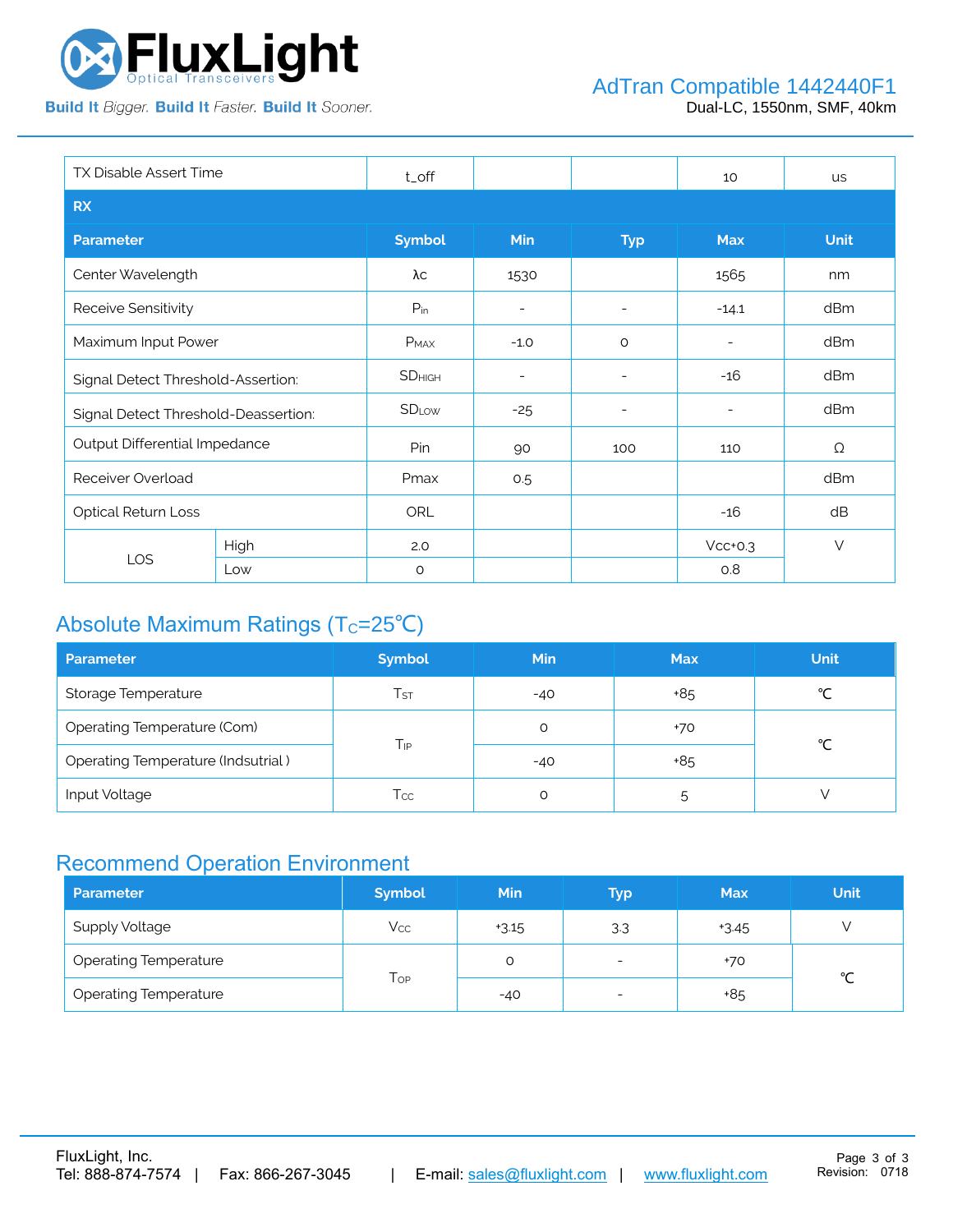| | | | | | |
|---|---|---|---|---|---|
| TX Disable Assert Time | t_off | | | 10 | us |
| **RX** | | | | | |
| **Parameter** | **Symbol** | **Min** | **Typ** | **Max** | **Unit** |
| Center Wavelength | λc | 1530 | | 1565 | nm |
| Receive Sensitivity | $P_{in}$ | - | - | -14.1 | dBm |
| Maximum Input Power | $P_{MAX}$ | -1.0 | 0 | - | dBm |
| Signal Detect Threshold-Assertion: | $SD_{HIGH}$ | - | - | -16 | dBm |
| Signal Detect Threshold-Deassertion: | $SD_{LOW}$ | -25 | - | - | dBm |
| Output Differential Impedance | Pin | 90 | 100 | 110 | Ω |
| Receiver Overload | Pmax | 0.5 | | | dBm |
| Optical Return Loss | ORL | | | -16 | dB |
| LOS High | 2.0 | | | Vcc+0.3 | V |
| LOS Low | 0 | | | 0.8 | |

## Absolute Maximum Ratings ($T_C$=25℃)

| Parameter | Symbol | Min | Max | Unit |
|---|---|---|---|---|
| Storage Temperature | $T_{ST}$ | -40 | +85 | ℃ |
| Operating Temperature (Com) | $T_{IP}$ | 0 | +70 | ℃ |
| Operating Temperature (Indsutrial ) | | -40 | +85 | |
| Input Voltage | $T_{CC}$ | 0 | 5 | V |

## Recommend Operation Environment

| Parameter | Symbol | Min | Typ | Max | Unit |
|---|---|---|---|---|---|
| Supply Voltage | $V_{CC}$ | +3.15 | 3.3 | +3.45 | V |
| Operating Temperature | $T_{OP}$ | 0 | - | +70 | ℃ |
| Operating Temperature | | -40 | - | +85 | |

FluxLight, Inc.
Tel: 888-874-7574 | Fax: 866-267-3045 | E-mail: sales@fluxlight.com | www.fluxlight.com

Revision: 0718